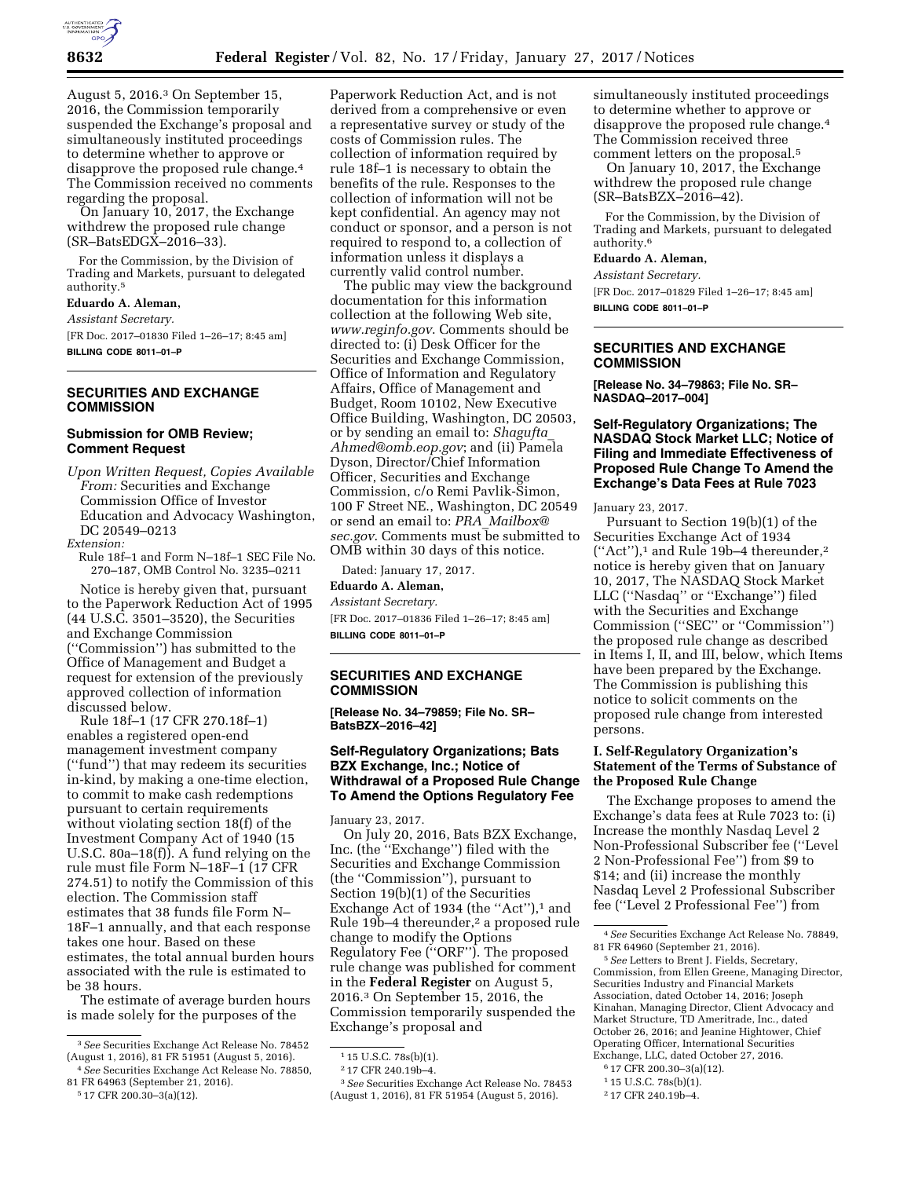August 5, 2016.[3] On September 15, 2016, the Commission temporarily suspended the Exchange's proposal and simultaneously instituted proceedings to determine whether to approve or disapprove the proposed rule change.[4] The Commission received no comments regarding the proposal.

On January 10, 2017, the Exchange withdrew the proposed rule change (SR–BatsEDGX–2016–33).

For the Commission, by the Division of Trading and Markets, pursuant to delegated authority.[5]

**Eduardo A. Aleman,**

*Assistant Secretary.*

[FR Doc. 2017–01830 Filed 1–26–17; 8:45 am]

**BILLING CODE 8011–01–P**

---

[3] *See* Securities Exchange Act Release No. 78452 (August 1, 2016), 81 FR 51951 (August 5, 2016).

[4] *See* Securities Exchange Act Release No. 78850, 81 FR 64963 (September 21, 2016).

[5] 17 CFR 200.30–3(a)(12).

## SECURITIES AND EXCHANGE COMMISSION

### Submission for OMB Review; Comment Request

*Upon Written Request, Copies Available From:* Securities and Exchange Commission Office of Investor Education and Advocacy Washington, DC 20549–0213

*Extension:*

Rule 18f–1 and Form N–18f–1 SEC File No. 270–187, OMB Control No. 3235–0211

Notice is hereby given that, pursuant to the Paperwork Reduction Act of 1995 (44 U.S.C. 3501–3520), the Securities and Exchange Commission (''Commission'') has submitted to the Office of Management and Budget a request for extension of the previously approved collection of information discussed below.

Rule 18f–1 (17 CFR 270.18f–1) enables a registered open-end management investment company (''fund'') that may redeem its securities in-kind, by making a one-time election, to commit to make cash redemptions pursuant to certain requirements without violating section 18(f) of the Investment Company Act of 1940 (15 U.S.C. 80a–18(f)). A fund relying on the rule must file Form N–18F–1 (17 CFR 274.51) to notify the Commission of this election. The Commission staff estimates that 38 funds file Form N–18F–1 annually, and that each response takes one hour. Based on these estimates, the total annual burden hours associated with the rule is estimated to be 38 hours.

The estimate of average burden hours is made solely for the purposes of the Paperwork Reduction Act, and is not derived from a comprehensive or even a representative survey or study of the costs of Commission rules. The collection of information required by rule 18f–1 is necessary to obtain the benefits of the rule. Responses to the collection of information will not be kept confidential. An agency may not conduct or sponsor, and a person is not required to respond to, a collection of information unless it displays a currently valid control number.

The public may view the background documentation for this information collection at the following Web site, *www.reginfo.gov*. Comments should be directed to: (i) Desk Officer for the Securities and Exchange Commission, Office of Information and Regulatory Affairs, Office of Management and Budget, Room 10102, New Executive Office Building, Washington, DC 20503, or by sending an email to: *Shagufta_Ahmed@omb.eop.gov*; and (ii) Pamela Dyson, Director/Chief Information Officer, Securities and Exchange Commission, c/o Remi Pavlik-Simon, 100 F Street NE., Washington, DC 20549 or send an email to: *PRA_Mailbox@sec.gov*. Comments must be submitted to OMB within 30 days of this notice.

Dated: January 17, 2017.

**Eduardo A. Aleman,**

*Assistant Secretary.*

[FR Doc. 2017–01836 Filed 1–26–17; 8:45 am]

**BILLING CODE 8011–01–P**

## SECURITIES AND EXCHANGE COMMISSION

**[Release No. 34–79859; File No. SR–BatsBZX–2016–42]**

### Self-Regulatory Organizations; Bats BZX Exchange, Inc.; Notice of Withdrawal of a Proposed Rule Change To Amend the Options Regulatory Fee

January 23, 2017.

On July 20, 2016, Bats BZX Exchange, Inc. (the ''Exchange'') filed with the Securities and Exchange Commission (the ''Commission''), pursuant to Section 19(b)(1) of the Securities Exchange Act of 1934 (the ''Act''),[1] and Rule 19b–4 thereunder,[2] a proposed rule change to modify the Options Regulatory Fee (''ORF''). The proposed rule change was published for comment in the **Federal Register** on August 5, 2016.[3] On September 15, 2016, the Commission temporarily suspended the Exchange's proposal and simultaneously instituted proceedings to determine whether to approve or disapprove the proposed rule change.[4] The Commission received three comment letters on the proposal.[5]

On January 10, 2017, the Exchange withdrew the proposed rule change (SR–BatsBZX–2016–42).

For the Commission, by the Division of Trading and Markets, pursuant to delegated authority.[6]

**Eduardo A. Aleman,**

*Assistant Secretary.*

[FR Doc. 2017–01829 Filed 1–26–17; 8:45 am]

**BILLING CODE 8011–01–P**

---

[1] 15 U.S.C. 78s(b)(1).

[2] 17 CFR 240.19b–4.

[3] *See* Securities Exchange Act Release No. 78453 (August 1, 2016), 81 FR 51954 (August 5, 2016).

[4] *See* Securities Exchange Act Release No. 78849, 81 FR 64960 (September 21, 2016).

[5] *See* Letters to Brent J. Fields, Secretary, Commission, from Ellen Greene, Managing Director, Securities Industry and Financial Markets Association, dated October 14, 2016; Joseph Kinahan, Managing Director, Client Advocacy and Market Structure, TD Ameritrade, Inc., dated October 26, 2016; and Jeanine Hightower, Chief Operating Officer, International Securities Exchange, LLC, dated October 27, 2016.

[6] 17 CFR 200.30–3(a)(12).

## SECURITIES AND EXCHANGE COMMISSION

**[Release No. 34–79863; File No. SR–NASDAQ–2017–004]**

### Self-Regulatory Organizations; The NASDAQ Stock Market LLC; Notice of Filing and Immediate Effectiveness of Proposed Rule Change To Amend the Exchange's Data Fees at Rule 7023

January 23, 2017.

Pursuant to Section 19(b)(1) of the Securities Exchange Act of 1934 (''Act''),[1] and Rule 19b–4 thereunder,[2] notice is hereby given that on January 10, 2017, The NASDAQ Stock Market LLC (''Nasdaq'' or ''Exchange'') filed with the Securities and Exchange Commission (''SEC'' or ''Commission'') the proposed rule change as described in Items I, II, and III, below, which Items have been prepared by the Exchange. The Commission is publishing this notice to solicit comments on the proposed rule change from interested persons.

#### I. Self-Regulatory Organization's Statement of the Terms of Substance of the Proposed Rule Change

The Exchange proposes to amend the Exchange's data fees at Rule 7023 to: (i) Increase the monthly Nasdaq Level 2 Non-Professional Subscriber fee (''Level 2 Non-Professional Fee'') from $9 to $14; and (ii) increase the monthly Nasdaq Level 2 Professional Subscriber fee (''Level 2 Professional Fee'') from

---

[1] 15 U.S.C. 78s(b)(1).

[2] 17 CFR 240.19b–4.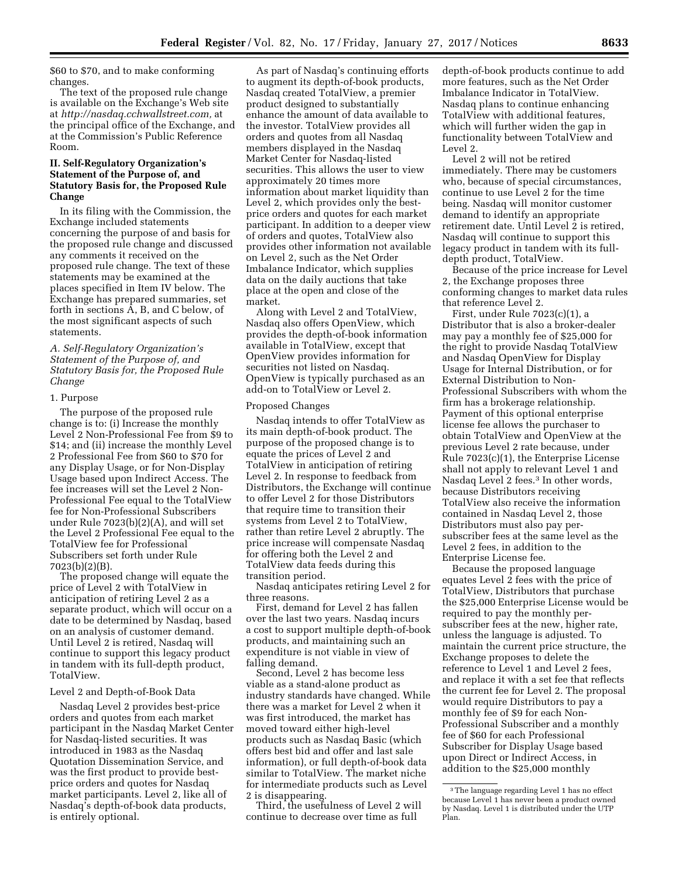$60 to $70, and to make conforming changes.

The text of the proposed rule change is available on the Exchange's Web site at *http://nasdaq.cchwallstreet.com,* at the principal office of the Exchange, and at the Commission's Public Reference Room.

## II. Self-Regulatory Organization's Statement of the Purpose of, and Statutory Basis for, the Proposed Rule Change

In its filing with the Commission, the Exchange included statements concerning the purpose of and basis for the proposed rule change and discussed any comments it received on the proposed rule change. The text of these statements may be examined at the places specified in Item IV below. The Exchange has prepared summaries, set forth in sections A, B, and C below, of the most significant aspects of such statements.

### *A. Self-Regulatory Organization's Statement of the Purpose of, and Statutory Basis for, the Proposed Rule Change*

#### 1. Purpose

The purpose of the proposed rule change is to: (i) Increase the monthly Level 2 Non-Professional Fee from $9 to $14; and (ii) increase the monthly Level 2 Professional Fee from $60 to $70 for any Display Usage, or for Non-Display Usage based upon Indirect Access. The fee increases will set the Level 2 Non-Professional Fee equal to the TotalView fee for Non-Professional Subscribers under Rule 7023(b)(2)(A), and will set the Level 2 Professional Fee equal to the TotalView fee for Professional Subscribers set forth under Rule 7023(b)(2)(B).

The proposed change will equate the price of Level 2 with TotalView in anticipation of retiring Level 2 as a separate product, which will occur on a date to be determined by Nasdaq, based on an analysis of customer demand. Until Level 2 is retired, Nasdaq will continue to support this legacy product in tandem with its full-depth product, TotalView.

#### Level 2 and Depth-of-Book Data

Nasdaq Level 2 provides best-price orders and quotes from each market participant in the Nasdaq Market Center for Nasdaq-listed securities. It was introduced in 1983 as the Nasdaq Quotation Dissemination Service, and was the first product to provide best-price orders and quotes for Nasdaq market participants. Level 2, like all of Nasdaq's depth-of-book data products, is entirely optional.

As part of Nasdaq's continuing efforts to augment its depth-of-book products, Nasdaq created TotalView, a premier product designed to substantially enhance the amount of data available to the investor. TotalView provides all orders and quotes from all Nasdaq members displayed in the Nasdaq Market Center for Nasdaq-listed securities. This allows the user to view approximately 20 times more information about market liquidity than Level 2, which provides only the best-price orders and quotes for each market participant. In addition to a deeper view of orders and quotes, TotalView also provides other information not available on Level 2, such as the Net Order Imbalance Indicator, which supplies data on the daily auctions that take place at the open and close of the market.

Along with Level 2 and TotalView, Nasdaq also offers OpenView, which provides the depth-of-book information available in TotalView, except that OpenView provides information for securities not listed on Nasdaq. OpenView is typically purchased as an add-on to TotalView or Level 2.

#### Proposed Changes

Nasdaq intends to offer TotalView as its main depth-of-book product. The purpose of the proposed change is to equate the prices of Level 2 and TotalView in anticipation of retiring Level 2. In response to feedback from Distributors, the Exchange will continue to offer Level 2 for those Distributors that require time to transition their systems from Level 2 to TotalView, rather than retire Level 2 abruptly. The price increase will compensate Nasdaq for offering both the Level 2 and TotalView data feeds during this transition period.

Nasdaq anticipates retiring Level 2 for three reasons.

First, demand for Level 2 has fallen over the last two years. Nasdaq incurs a cost to support multiple depth-of-book products, and maintaining such an expenditure is not viable in view of falling demand.

Second, Level 2 has become less viable as a stand-alone product as industry standards have changed. While there was a market for Level 2 when it was first introduced, the market has moved toward either high-level products such as Nasdaq Basic (which offers best bid and offer and last sale information), or full depth-of-book data similar to TotalView. The market niche for intermediate products such as Level 2 is disappearing.

Third, the usefulness of Level 2 will continue to decrease over time as full depth-of-book products continue to add more features, such as the Net Order Imbalance Indicator in TotalView. Nasdaq plans to continue enhancing TotalView with additional features, which will further widen the gap in functionality between TotalView and Level 2.

Level 2 will not be retired immediately. There may be customers who, because of special circumstances, continue to use Level 2 for the time being. Nasdaq will monitor customer demand to identify an appropriate retirement date. Until Level 2 is retired, Nasdaq will continue to support this legacy product in tandem with its full-depth product, TotalView.

Because of the price increase for Level 2, the Exchange proposes three conforming changes to market data rules that reference Level 2.

First, under Rule 7023(c)(1), a Distributor that is also a broker-dealer may pay a monthly fee of $25,000 for the right to provide Nasdaq TotalView and Nasdaq OpenView for Display Usage for Internal Distribution, or for External Distribution to Non-Professional Subscribers with whom the firm has a brokerage relationship. Payment of this optional enterprise license fee allows the purchaser to obtain TotalView and OpenView at the previous Level 2 rate because, under Rule 7023(c)(1), the Enterprise License shall not apply to relevant Level 1 and Nasdaq Level 2 fees.[3] In other words, because Distributors receiving TotalView also receive the information contained in Nasdaq Level 2, those Distributors must also pay per-subscriber fees at the same level as the Level 2 fees, in addition to the Enterprise License fee.

Because the proposed language equates Level 2 fees with the price of TotalView, Distributors that purchase the $25,000 Enterprise License would be required to pay the monthly per-subscriber fees at the new, higher rate, unless the language is adjusted. To maintain the current price structure, the Exchange proposes to delete the reference to Level 1 and Level 2 fees, and replace it with a set fee that reflects the current fee for Level 2. The proposal would require Distributors to pay a monthly fee of $9 for each Non-Professional Subscriber and a monthly fee of $60 for each Professional Subscriber for Display Usage based upon Direct or Indirect Access, in addition to the $25,000 monthly

[3] The language regarding Level 1 has no effect because Level 1 has never been a product owned by Nasdaq. Level 1 is distributed under the UTP Plan.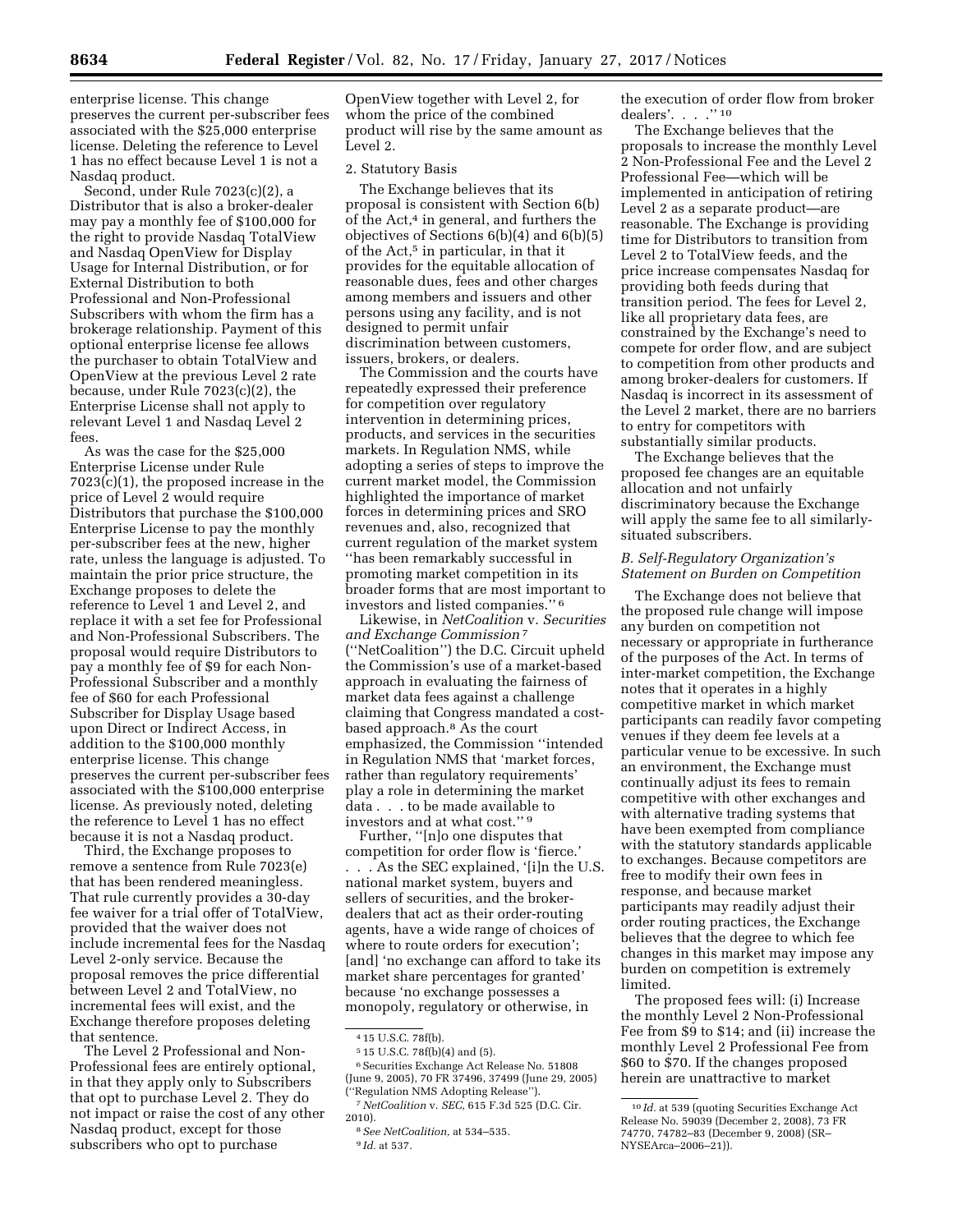enterprise license. This change preserves the current per-subscriber fees associated with the $25,000 enterprise license. Deleting the reference to Level 1 has no effect because Level 1 is not a Nasdaq product.

Second, under Rule 7023(c)(2), a Distributor that is also a broker-dealer may pay a monthly fee of $100,000 for the right to provide Nasdaq TotalView and Nasdaq OpenView for Display Usage for Internal Distribution, or for External Distribution to both Professional and Non-Professional Subscribers with whom the firm has a brokerage relationship. Payment of this optional enterprise license fee allows the purchaser to obtain TotalView and OpenView at the previous Level 2 rate because, under Rule 7023(c)(2), the Enterprise License shall not apply to relevant Level 1 and Nasdaq Level 2 fees.

As was the case for the $25,000 Enterprise License under Rule 7023(c)(1), the proposed increase in the price of Level 2 would require Distributors that purchase the $100,000 Enterprise License to pay the monthly per-subscriber fees at the new, higher rate, unless the language is adjusted. To maintain the prior price structure, the Exchange proposes to delete the reference to Level 1 and Level 2, and replace it with a set fee for Professional and Non-Professional Subscribers. The proposal would require Distributors to pay a monthly fee of $9 for each Non-Professional Subscriber and a monthly fee of $60 for each Professional Subscriber for Display Usage based upon Direct or Indirect Access, in addition to the $100,000 monthly enterprise license. This change preserves the current per-subscriber fees associated with the $100,000 enterprise license. As previously noted, deleting the reference to Level 1 has no effect because it is not a Nasdaq product.

Third, the Exchange proposes to remove a sentence from Rule 7023(e) that has been rendered meaningless. That rule currently provides a 30-day fee waiver for a trial offer of TotalView, provided that the waiver does not include incremental fees for the Nasdaq Level 2-only service. Because the proposal removes the price differential between Level 2 and TotalView, no incremental fees will exist, and the Exchange therefore proposes deleting that sentence.

The Level 2 Professional and Non-Professional fees are entirely optional, in that they apply only to Subscribers that opt to purchase Level 2. They do not impact or raise the cost of any other Nasdaq product, except for those subscribers who opt to purchase OpenView together with Level 2, for whom the price of the combined product will rise by the same amount as Level 2.

2. Statutory Basis

The Exchange believes that its proposal is consistent with Section 6(b) of the Act,[4] in general, and furthers the objectives of Sections 6(b)(4) and 6(b)(5) of the Act,[5] in particular, in that it provides for the equitable allocation of reasonable dues, fees and other charges among members and issuers and other persons using any facility, and is not designed to permit unfair discrimination between customers, issuers, brokers, or dealers.

The Commission and the courts have repeatedly expressed their preference for competition over regulatory intervention in determining prices, products, and services in the securities markets. In Regulation NMS, while adopting a series of steps to improve the current market model, the Commission highlighted the importance of market forces in determining prices and SRO revenues and, also, recognized that current regulation of the market system "has been remarkably successful in promoting market competition in its broader forms that are most important to investors and listed companies."[6]

Likewise, in *NetCoalition* v. *Securities and Exchange Commission*[7] ("NetCoalition") the D.C. Circuit upheld the Commission's use of a market-based approach in evaluating the fairness of market data fees against a challenge claiming that Congress mandated a cost-based approach.[8] As the court emphasized, the Commission "intended in Regulation NMS that 'market forces, rather than regulatory requirements' play a role in determining the market data . . . to be made available to investors and at what cost."[9]

Further, "[n]o one disputes that competition for order flow is 'fierce.' . . . As the SEC explained, '[i]n the U.S. national market system, buyers and sellers of securities, and the broker-dealers that act as their order-routing agents, have a wide range of choices of where to route orders for execution'; [and] 'no exchange can afford to take its market share percentages for granted' because 'no exchange possesses a monopoly, regulatory or otherwise, in the execution of order flow from broker dealers'. . . ."[10]

The Exchange believes that the proposals to increase the monthly Level 2 Non-Professional Fee and the Level 2 Professional Fee—which will be implemented in anticipation of retiring Level 2 as a separate product—are reasonable. The Exchange is providing time for Distributors to transition from Level 2 to TotalView feeds, and the price increase compensates Nasdaq for providing both feeds during that transition period. The fees for Level 2, like all proprietary data fees, are constrained by the Exchange's need to compete for order flow, and are subject to competition from other products and among broker-dealers for customers. If Nasdaq is incorrect in its assessment of the Level 2 market, there are no barriers to entry for competitors with substantially similar products.

The Exchange believes that the proposed fee changes are an equitable allocation and not unfairly discriminatory because the Exchange will apply the same fee to all similarly-situated subscribers.

*B. Self-Regulatory Organization's Statement on Burden on Competition*

The Exchange does not believe that the proposed rule change will impose any burden on competition not necessary or appropriate in furtherance of the purposes of the Act. In terms of inter-market competition, the Exchange notes that it operates in a highly competitive market in which market participants can readily favor competing venues if they deem fee levels at a particular venue to be excessive. In such an environment, the Exchange must continually adjust its fees to remain competitive with other exchanges and with alternative trading systems that have been exempted from compliance with the statutory standards applicable to exchanges. Because competitors are free to modify their own fees in response, and because market participants may readily adjust their order routing practices, the Exchange believes that the degree to which fee changes in this market may impose any burden on competition is extremely limited.

The proposed fees will: (i) Increase the monthly Level 2 Non-Professional Fee from $9 to $14; and (ii) increase the monthly Level 2 Professional Fee from $60 to $70. If the changes proposed herein are unattractive to market

[4] 15 U.S.C. 78f(b).

[5] 15 U.S.C. 78f(b)(4) and (5).

[6] Securities Exchange Act Release No. 51808 (June 9, 2005), 70 FR 37496, 37499 (June 29, 2005) ("Regulation NMS Adopting Release").

[7] *NetCoalition* v. *SEC,* 615 F.3d 525 (D.C. Cir. 2010).

[8] *See NetCoalition,* at 534–535.

[9] *Id.* at 537.

[10] *Id.* at 539 (quoting Securities Exchange Act Release No. 59039 (December 2, 2008), 73 FR 74770, 74782–83 (December 9, 2008) (SR–NYSEArca–2006–21)).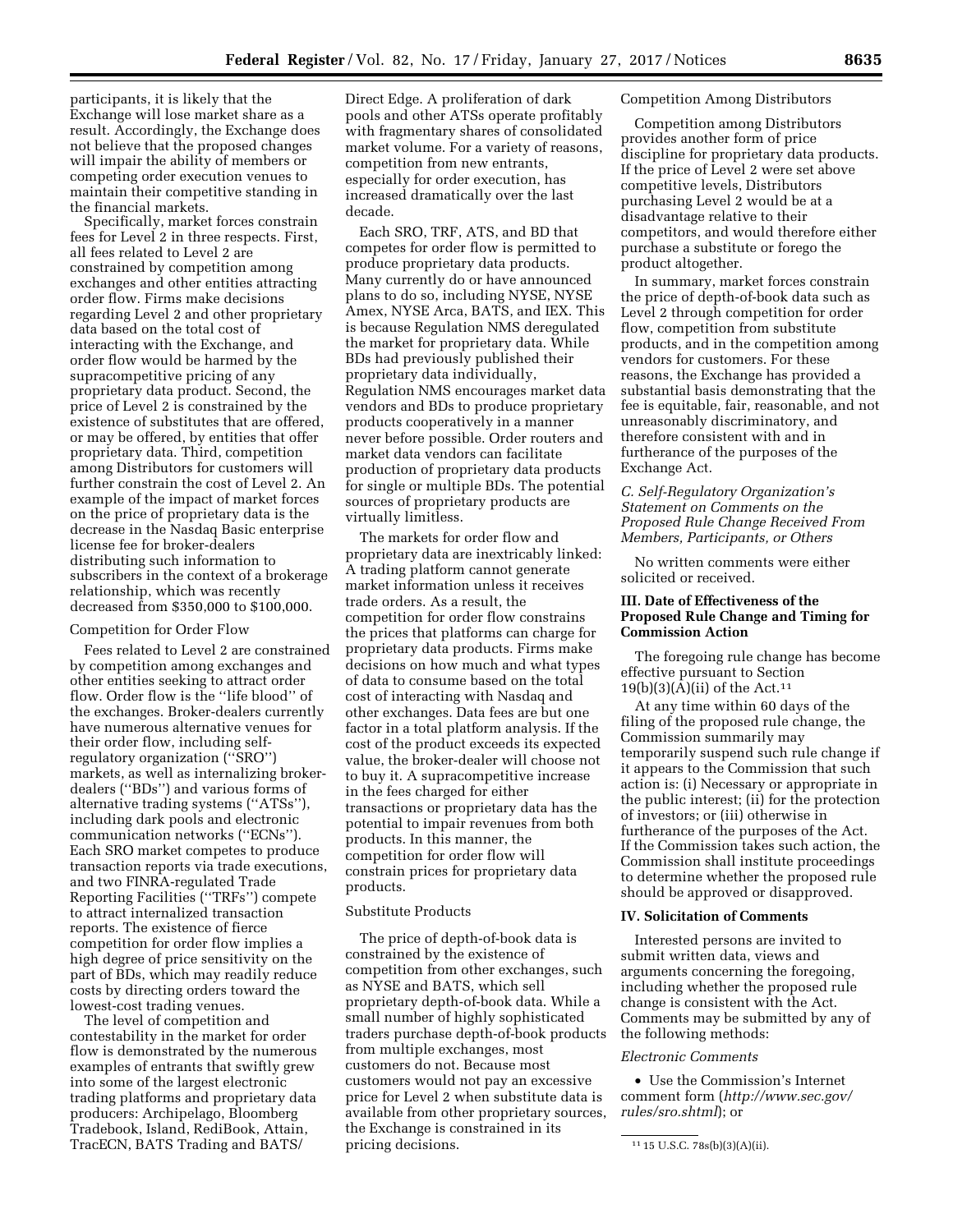participants, it is likely that the Exchange will lose market share as a result. Accordingly, the Exchange does not believe that the proposed changes will impair the ability of members or competing order execution venues to maintain their competitive standing in the financial markets.

Specifically, market forces constrain fees for Level 2 in three respects. First, all fees related to Level 2 are constrained by competition among exchanges and other entities attracting order flow. Firms make decisions regarding Level 2 and other proprietary data based on the total cost of interacting with the Exchange, and order flow would be harmed by the supracompetitive pricing of any proprietary data product. Second, the price of Level 2 is constrained by the existence of substitutes that are offered, or may be offered, by entities that offer proprietary data. Third, competition among Distributors for customers will further constrain the cost of Level 2. An example of the impact of market forces on the price of proprietary data is the decrease in the Nasdaq Basic enterprise license fee for broker-dealers distributing such information to subscribers in the context of a brokerage relationship, which was recently decreased from $350,000 to $100,000.

Competition for Order Flow

Fees related to Level 2 are constrained by competition among exchanges and other entities seeking to attract order flow. Order flow is the ''life blood'' of the exchanges. Broker-dealers currently have numerous alternative venues for their order flow, including self-regulatory organization (''SRO'') markets, as well as internalizing broker-dealers (''BDs'') and various forms of alternative trading systems (''ATSs''), including dark pools and electronic communication networks (''ECNs''). Each SRO market competes to produce transaction reports via trade executions, and two FINRA-regulated Trade Reporting Facilities (''TRFs'') compete to attract internalized transaction reports. The existence of fierce competition for order flow implies a high degree of price sensitivity on the part of BDs, which may readily reduce costs by directing orders toward the lowest-cost trading venues.

The level of competition and contestability in the market for order flow is demonstrated by the numerous examples of entrants that swiftly grew into some of the largest electronic trading platforms and proprietary data producers: Archipelago, Bloomberg Tradebook, Island, RediBook, Attain, TracECN, BATS Trading and BATS/Direct Edge. A proliferation of dark pools and other ATSs operate profitably with fragmentary shares of consolidated market volume. For a variety of reasons, competition from new entrants, especially for order execution, has increased dramatically over the last decade.

Each SRO, TRF, ATS, and BD that competes for order flow is permitted to produce proprietary data products. Many currently do or have announced plans to do so, including NYSE, NYSE Amex, NYSE Arca, BATS, and IEX. This is because Regulation NMS deregulated the market for proprietary data. While BDs had previously published their proprietary data individually, Regulation NMS encourages market data vendors and BDs to produce proprietary products cooperatively in a manner never before possible. Order routers and market data vendors can facilitate production of proprietary data products for single or multiple BDs. The potential sources of proprietary products are virtually limitless.

The markets for order flow and proprietary data are inextricably linked: A trading platform cannot generate market information unless it receives trade orders. As a result, the competition for order flow constrains the prices that platforms can charge for proprietary data products. Firms make decisions on how much and what types of data to consume based on the total cost of interacting with Nasdaq and other exchanges. Data fees are but one factor in a total platform analysis. If the cost of the product exceeds its expected value, the broker-dealer will choose not to buy it. A supracompetitive increase in the fees charged for either transactions or proprietary data has the potential to impair revenues from both products. In this manner, the competition for order flow will constrain prices for proprietary data products.

Substitute Products

The price of depth-of-book data is constrained by the existence of competition from other exchanges, such as NYSE and BATS, which sell proprietary depth-of-book data. While a small number of highly sophisticated traders purchase depth-of-book products from multiple exchanges, most customers do not. Because most customers would not pay an excessive price for Level 2 when substitute data is available from other proprietary sources, the Exchange is constrained in its pricing decisions.

Competition Among Distributors

Competition among Distributors provides another form of price discipline for proprietary data products. If the price of Level 2 were set above competitive levels, Distributors purchasing Level 2 would be at a disadvantage relative to their competitors, and would therefore either purchase a substitute or forego the product altogether.

In summary, market forces constrain the price of depth-of-book data such as Level 2 through competition for order flow, competition from substitute products, and in the competition among vendors for customers. For these reasons, the Exchange has provided a substantial basis demonstrating that the fee is equitable, fair, reasonable, and not unreasonably discriminatory, and therefore consistent with and in furtherance of the purposes of the Exchange Act.

*C. Self-Regulatory Organization's Statement on Comments on the Proposed Rule Change Received From Members, Participants, or Others*

No written comments were either solicited or received.

### III. Date of Effectiveness of the Proposed Rule Change and Timing for Commission Action

The foregoing rule change has become effective pursuant to Section 19(b)(3)(A)(ii) of the Act.[11]

At any time within 60 days of the filing of the proposed rule change, the Commission summarily may temporarily suspend such rule change if it appears to the Commission that such action is: (i) Necessary or appropriate in the public interest; (ii) for the protection of investors; or (iii) otherwise in furtherance of the purposes of the Act. If the Commission takes such action, the Commission shall institute proceedings to determine whether the proposed rule should be approved or disapproved.

### IV. Solicitation of Comments

Interested persons are invited to submit written data, views and arguments concerning the foregoing, including whether the proposed rule change is consistent with the Act. Comments may be submitted by any of the following methods:

*Electronic Comments*

- Use the Commission's Internet comment form (*http://www.sec.gov/rules/sro.shtml*); or

---

[11] 15 U.S.C. 78s(b)(3)(A)(ii).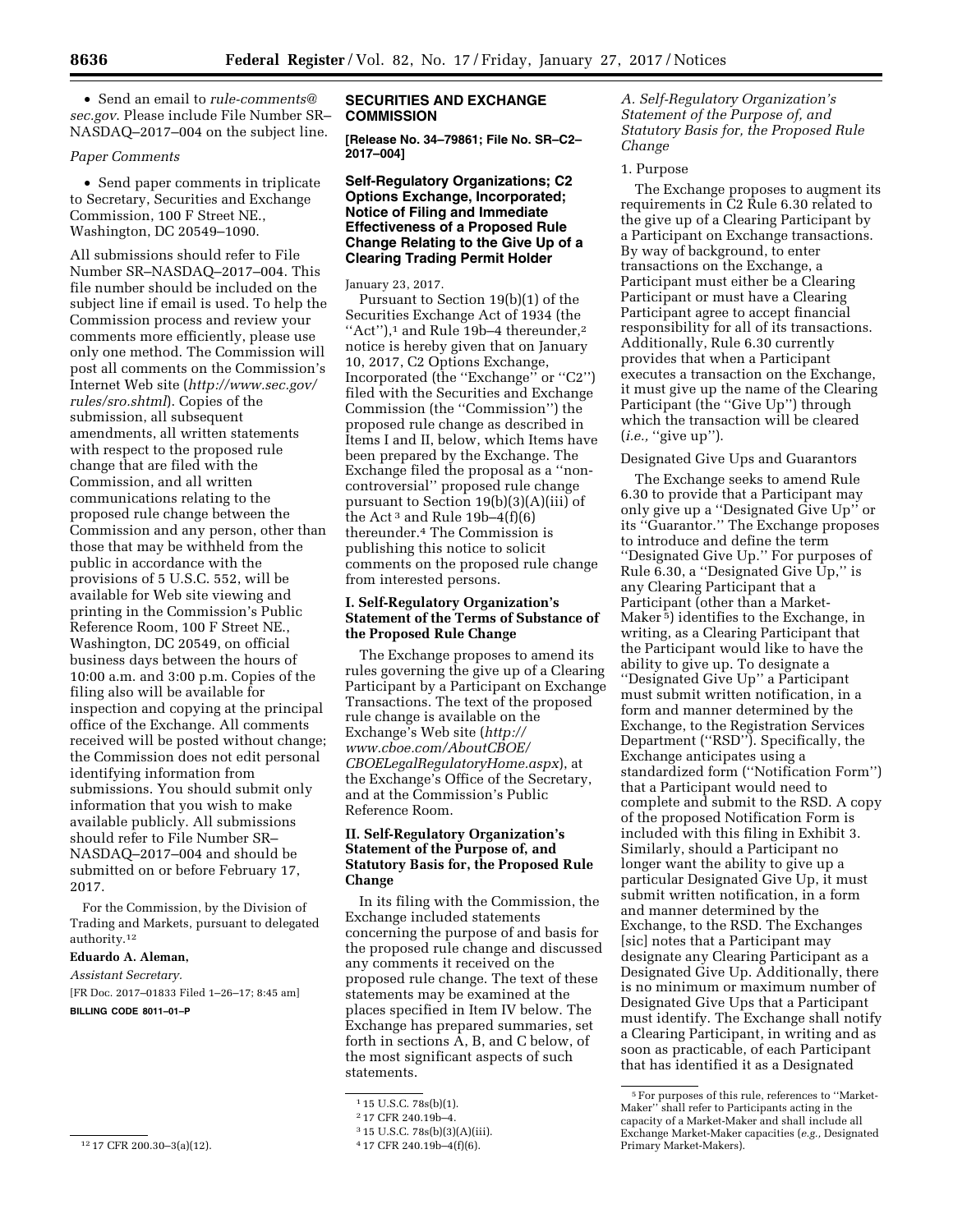• Send an email to *rule-comments@sec.gov*. Please include File Number SR–NASDAQ–2017–004 on the subject line.

*Paper Comments*

• Send paper comments in triplicate to Secretary, Securities and Exchange Commission, 100 F Street NE., Washington, DC 20549–1090.

All submissions should refer to File Number SR–NASDAQ–2017–004. This file number should be included on the subject line if email is used. To help the Commission process and review your comments more efficiently, please use only one method. The Commission will post all comments on the Commission's Internet Web site (*http://www.sec.gov/rules/sro.shtml*). Copies of the submission, all subsequent amendments, all written statements with respect to the proposed rule change that are filed with the Commission, and all written communications relating to the proposed rule change between the Commission and any person, other than those that may be withheld from the public in accordance with the provisions of 5 U.S.C. 552, will be available for Web site viewing and printing in the Commission's Public Reference Room, 100 F Street NE., Washington, DC 20549, on official business days between the hours of 10:00 a.m. and 3:00 p.m. Copies of the filing also will be available for inspection and copying at the principal office of the Exchange. All comments received will be posted without change; the Commission does not edit personal identifying information from submissions. You should submit only information that you wish to make available publicly. All submissions should refer to File Number SR–NASDAQ–2017–004 and should be submitted on or before February 17, 2017.

For the Commission, by the Division of Trading and Markets, pursuant to delegated authority.[12]

**Eduardo A. Aleman,**

*Assistant Secretary.*

[FR Doc. 2017–01833 Filed 1–26–17; 8:45 am]

**BILLING CODE 8011–01–P**

[12] 17 CFR 200.30–3(a)(12).

## SECURITIES AND EXCHANGE COMMISSION

**[Release No. 34–79861; File No. SR–C2–2017–004]**

### Self-Regulatory Organizations; C2 Options Exchange, Incorporated; Notice of Filing and Immediate Effectiveness of a Proposed Rule Change Relating to the Give Up of a Clearing Trading Permit Holder

January 23, 2017.

Pursuant to Section 19(b)(1) of the Securities Exchange Act of 1934 (the "Act"),[1] and Rule 19b–4 thereunder,[2] notice is hereby given that on January 10, 2017, C2 Options Exchange, Incorporated (the "Exchange" or "C2") filed with the Securities and Exchange Commission (the "Commission") the proposed rule change as described in Items I and II, below, which Items have been prepared by the Exchange. The Exchange filed the proposal as a "non-controversial" proposed rule change pursuant to Section 19(b)(3)(A)(iii) of the Act[3] and Rule 19b–4(f)(6) thereunder.[4] The Commission is publishing this notice to solicit comments on the proposed rule change from interested persons.

#### I. Self-Regulatory Organization's Statement of the Terms of Substance of the Proposed Rule Change

The Exchange proposes to amend its rules governing the give up of a Clearing Participant by a Participant on Exchange Transactions. The text of the proposed rule change is available on the Exchange's Web site (*http://www.cboe.com/AboutCBOE/CBOELegalRegulatoryHome.aspx*), at the Exchange's Office of the Secretary, and at the Commission's Public Reference Room.

#### II. Self-Regulatory Organization's Statement of the Purpose of, and Statutory Basis for, the Proposed Rule Change

In its filing with the Commission, the Exchange included statements concerning the purpose of and basis for the proposed rule change and discussed any comments it received on the proposed rule change. The text of these statements may be examined at the places specified in Item IV below. The Exchange has prepared summaries, set forth in sections A, B, and C below, of the most significant aspects of such statements.

[1] 15 U.S.C. 78s(b)(1).

[2] 17 CFR 240.19b–4.

[3] 15 U.S.C. 78s(b)(3)(A)(iii).

[4] 17 CFR 240.19b–4(f)(6).

*A. Self-Regulatory Organization's Statement of the Purpose of, and Statutory Basis for, the Proposed Rule Change*

1. Purpose

The Exchange proposes to augment its requirements in C2 Rule 6.30 related to the give up of a Clearing Participant by a Participant on Exchange transactions. By way of background, to enter transactions on the Exchange, a Participant must either be a Clearing Participant or must have a Clearing Participant agree to accept financial responsibility for all of its transactions. Additionally, Rule 6.30 currently provides that when a Participant executes a transaction on the Exchange, it must give up the name of the Clearing Participant (the "Give Up") through which the transaction will be cleared (*i.e.,* "give up").

Designated Give Ups and Guarantors

The Exchange seeks to amend Rule 6.30 to provide that a Participant may only give up a "Designated Give Up" or its "Guarantor." The Exchange proposes to introduce and define the term "Designated Give Up." For purposes of Rule 6.30, a "Designated Give Up," is any Clearing Participant that a Participant (other than a Market-Maker[5]) identifies to the Exchange, in writing, as a Clearing Participant that the Participant would like to have the ability to give up. To designate a "Designated Give Up" a Participant must submit written notification, in a form and manner determined by the Exchange, to the Registration Services Department ("RSD"). Specifically, the Exchange anticipates using a standardized form ("Notification Form") that a Participant would need to complete and submit to the RSD. A copy of the proposed Notification Form is included with this filing in Exhibit 3. Similarly, should a Participant no longer want the ability to give up a particular Designated Give Up, it must submit written notification, in a form and manner determined by the Exchange, to the RSD. The Exchanges [sic] notes that a Participant may designate any Clearing Participant as a Designated Give Up. Additionally, there is no minimum or maximum number of Designated Give Ups that a Participant must identify. The Exchange shall notify a Clearing Participant, in writing and as soon as practicable, of each Participant that has identified it as a Designated

[5] For purposes of this rule, references to "Market-Maker" shall refer to Participants acting in the capacity of a Market-Maker and shall include all Exchange Market-Maker capacities (*e.g.,* Designated Primary Market-Makers).